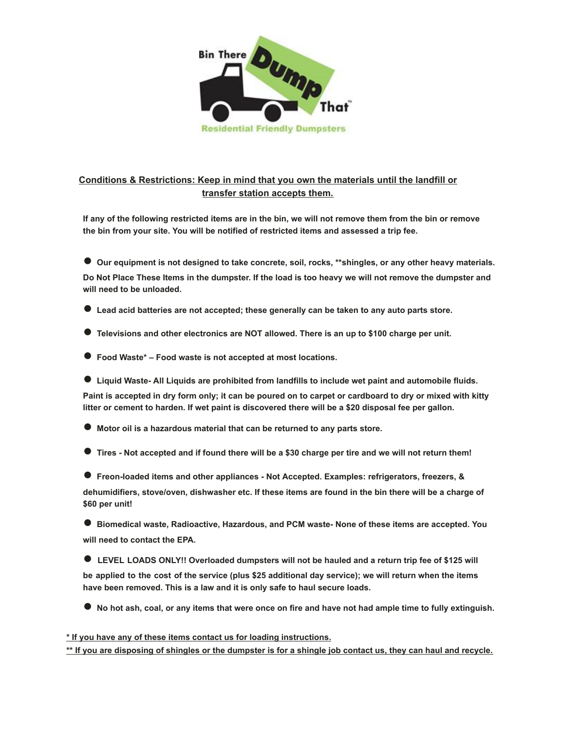**Conditions & Restrictions: Keep in mind that you own the materials until the landfill or transfer station accepts them.**

**If any of the following restricted items are in the bin, we will not remove them from the bin or remove the bin from your site. You will be notified of restricted items and assessed a trip fee.**

- **Our equipment is not designed to take concrete, soil, rocks, **shingles, or any other heavy materials. Do Not Place These Items in the dumpster. If the load is too heavy we will not remove the dumpster and will need to be unloaded.**
- **Lead acid batteries are not accepted; these generally can be taken to any auto parts store.**
- **Televisions and other electronics are NOT allowed. There is an up to $100 charge per unit.**
- **Food Waste* – Food waste is not accepted at most locations.**
- **Liquid Waste- All Liquids are prohibited from landfills to include wet paint and automobile fluids. Paint is accepted in dry form only; it can be poured on to carpet or cardboard to dry or mixed with kitty litter or cement to harden. If wet paint is discovered there will be a $20 disposal fee per gallon.**
- **Motor oil is a hazardous material that can be returned to any parts store.**
- **Tires - Not accepted and if found there will be a $30 charge per tire and we will not return them!**
- **Freon-loaded items and other appliances - Not Accepted. Examples: refrigerators, freezers, & dehumidifiers, stove/oven, dishwasher etc. If these items are found in the bin there will be a charge of $60 per unit!**
- **Biomedical waste, Radioactive, Hazardous, and PCM waste- None of these items are accepted. You will need to contact the EPA.**
- **LEVEL LOADS ONLY!! Overloaded dumpsters will not be hauled and a return trip fee of $125 will be applied to the cost of the service (plus $25 additional day service); we will return when the items have been removed. This is a law and it is only safe to haul secure loads.**
- **No hot ash, coal, or any items that were once on fire and have not had ample time to fully extinguish.**

**\* If you have any of these items contact us for loading instructions.**

**\** If you are disposing of shingles or the dumpster is for a shingle job contact us, they can haul and recycle.**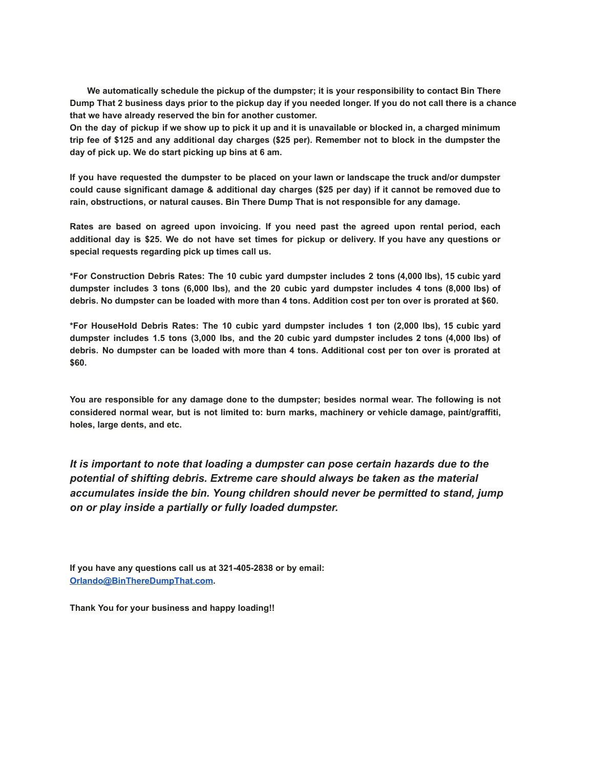**We automatically schedule the pickup of the dumpster; it is your responsibility to contact Bin There Dump That 2 business days prior to the pickup day if you needed longer. If you do not call there is a chance that we have already reserved the bin for another customer.**
**On the day of pickup if we show up to pick it up and it is unavailable or blocked in, a charged minimum trip fee of $125 and any additional day charges ($25 per). Remember not to block in the dumpster the day of pick up. We do start picking up bins at 6 am.**

**If you have requested the dumpster to be placed on your lawn or landscape the truck and/or dumpster could cause significant damage & additional day charges ($25 per day) if it cannot be removed due to rain, obstructions, or natural causes. Bin There Dump That is not responsible for any damage.**

**Rates are based on agreed upon invoicing. If you need past the agreed upon rental period, each additional day is $25. We do not have set times for pickup or delivery. If you have any questions or special requests regarding pick up times call us.**

**\*For Construction Debris Rates: The 10 cubic yard dumpster includes 2 tons (4,000 lbs), 15 cubic yard dumpster includes 3 tons (6,000 lbs), and the 20 cubic yard dumpster includes 4 tons (8,000 lbs) of debris. No dumpster can be loaded with more than 4 tons. Addition cost per ton over is prorated at $60.**

**\*For HouseHold Debris Rates: The 10 cubic yard dumpster includes 1 ton (2,000 lbs), 15 cubic yard dumpster includes 1.5 tons (3,000 lbs, and the 20 cubic yard dumpster includes 2 tons (4,000 lbs) of debris. No dumpster can be loaded with more than 4 tons. Additional cost per ton over is prorated at $60.**

**You are responsible for any damage done to the dumpster; besides normal wear. The following is not considered normal wear, but is not limited to: burn marks, machinery or vehicle damage, paint/graffiti, holes, large dents, and etc.**

***It is important to note that loading a dumpster can pose certain hazards due to the potential of shifting debris. Extreme care should always be taken as the material accumulates inside the bin. Young children should never be permitted to stand, jump on or play inside a partially or fully loaded dumpster.***

**If you have any questions call us at 321-405-2838 or by email: [Orlando@BinThereDumpThat.com](mailto:Orlando@BinThereDumpThat.com).**

**Thank You for your business and happy loading!!**